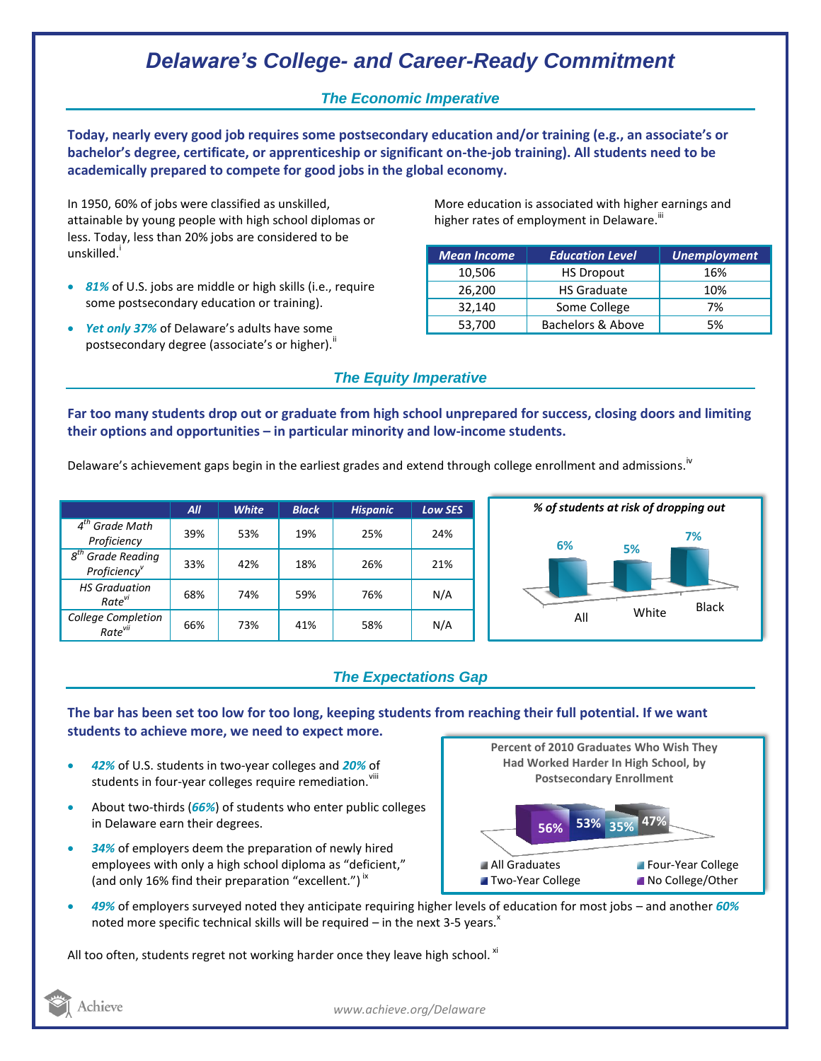# Delaware's College- and Career-Ready Commitment

## The Economic Imperative

**Today, nearly every good job requires some postsecondary education and/or training (e.g., an associate's or bachelor's degree, certificate, or apprenticeship or significant on-the-job training). All students need to be academically prepared to compete for good jobs in the global economy.**

In 1950, 60% of jobs were classified as unskilled, attainable by young people with high school diplomas or less. Today, less than 20% jobs are considered to be unskilled.[i]

- ***81%*** of U.S. jobs are middle or high skills (i.e., require some postsecondary education or training).
- ***Yet only 37%*** of Delaware's adults have some postsecondary degree (associate's or higher).[ii]

More education is associated with higher earnings and higher rates of employment in Delaware.[iii]

| Mean Income | Education Level | Unemployment |
|---|---|---|
| 10,506 | HS Dropout | 16% |
| 26,200 | HS Graduate | 10% |
| 32,140 | Some College | 7% |
| 53,700 | Bachelors & Above | 5% |

## The Equity Imperative

**Far too many students drop out or graduate from high school unprepared for success, closing doors and limiting their options and opportunities – in particular minority and low-income students.**

Delaware's achievement gaps begin in the earliest grades and extend through college enrollment and admissions.[iv]

| | All | White | Black | Hispanic | Low SES |
|---|---|---|---|---|---|
| *4th Grade Math Proficiency* | 39% | 53% | 19% | 25% | 24% |
| *8th Grade Reading Proficiency*[v] | 33% | 42% | 18% | 26% | 21% |
| *HS Graduation Rate*[vi] | 68% | 74% | 59% | 76% | N/A |
| *College Completion Rate*[vii] | 66% | 73% | 41% | 58% | N/A |

*% of students at risk of dropping out*

| All | White | Black |
|---|---|---|
| 6% | 5% | 7% |

## The Expectations Gap

**The bar has been set too low for too long, keeping students from reaching their full potential. If we want students to achieve more, we need to expect more.**

- ***42%*** of U.S. students in two-year colleges and ***20%*** of students in four-year colleges require remediation.[viii]
- About two-thirds (***66%***) of students who enter public colleges in Delaware earn their degrees.
- ***34%*** of employers deem the preparation of newly hired employees with only a high school diploma as "deficient," (and only 16% find their preparation "excellent.")[ix]

**Percent of 2010 Graduates Who Wish They Had Worked Harder In High School, by Postsecondary Enrollment**

| All Graduates | Two-Year College | Four-Year College | No College/Other |
|---|---|---|---|
| 47% | 53% | 35% | 56% |

- ***49%*** of employers surveyed noted they anticipate requiring higher levels of education for most jobs – and another ***60%*** noted more specific technical skills will be required – in the next 3-5 years.[x]

All too often, students regret not working harder once they leave high school.[xi]

Achieve

www.achieve.org/Delaware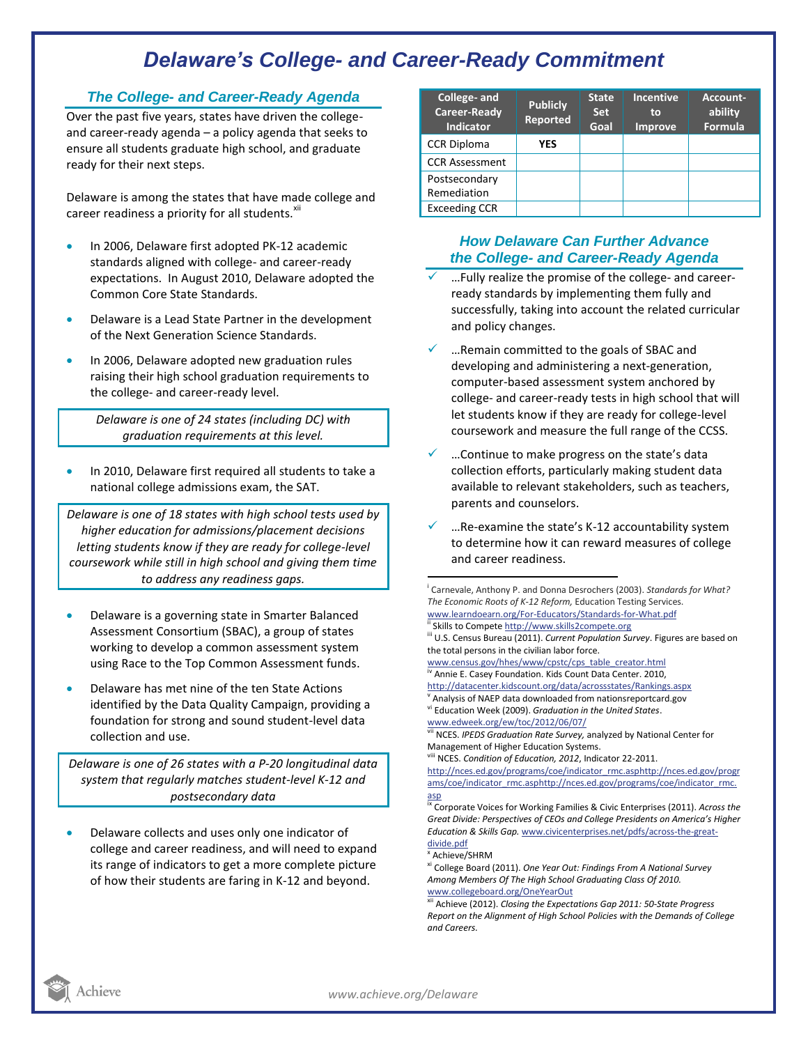# Delaware's College- and Career-Ready Commitment

## The College- and Career-Ready Agenda

Over the past five years, states have driven the college- and career-ready agenda – a policy agenda that seeks to ensure all students graduate high school, and graduate ready for their next steps.

Delaware is among the states that have made college and career readiness a priority for all students.[xii]

- In 2006, Delaware first adopted PK-12 academic standards aligned with college- and career-ready expectations. In August 2010, Delaware adopted the Common Core State Standards.
- Delaware is a Lead State Partner in the development of the Next Generation Science Standards.
- In 2006, Delaware adopted new graduation rules raising their high school graduation requirements to the college- and career-ready level.

*Delaware is one of 24 states (including DC) with graduation requirements at this level.*

- In 2010, Delaware first required all students to take a national college admissions exam, the SAT.

*Delaware is one of 18 states with high school tests used by higher education for admissions/placement decisions letting students know if they are ready for college-level coursework while still in high school and giving them time to address any readiness gaps.*

- Delaware is a governing state in Smarter Balanced Assessment Consortium (SBAC), a group of states working to develop a common assessment system using Race to the Top Common Assessment funds.
- Delaware has met nine of the ten State Actions identified by the Data Quality Campaign, providing a foundation for strong and sound student-level data collection and use.

*Delaware is one of 26 states with a P-20 longitudinal data system that regularly matches student-level K-12 and postsecondary data*

- Delaware collects and uses only one indicator of college and career readiness, and will need to expand its range of indicators to get a more complete picture of how their students are faring in K-12 and beyond.

| College- and Career-Ready Indicator | Publicly Reported | State Set Goal | Incentive to Improve | Accountability Formula |
|---|---|---|---|---|
| CCR Diploma | **YES** | | | |
| CCR Assessment | | | | |
| Postsecondary Remediation | | | | |
| Exceeding CCR | | | | |

## How Delaware Can Further Advance the College- and Career-Ready Agenda

- ✓ …Fully realize the promise of the college- and career-ready standards by implementing them fully and successfully, taking into account the related curricular and policy changes.
- ✓ …Remain committed to the goals of SBAC and developing and administering a next-generation, computer-based assessment system anchored by college- and career-ready tests in high school that will let students know if they are ready for college-level coursework and measure the full range of the CCSS.
- ✓ …Continue to make progress on the state's data collection efforts, particularly making student data available to relevant stakeholders, such as teachers, parents and counselors.
- ✓ …Re-examine the state's K-12 accountability system to determine how it can reward measures of college and career readiness.

---

[i] Carnevale, Anthony P. and Donna Desrochers (2003). *Standards for What? The Economic Roots of K-12 Reform,* Education Testing Services. www.learndoearn.org/For-Educators/Standards-for-What.pdf

[ii] Skills to Compete http://www.skills2compete.org

[iii] U.S. Census Bureau (2011). *Current Population Survey*. Figures are based on the total persons in the civilian labor force. www.census.gov/hhes/www/cpstc/cps_table_creator.html

[iv] Annie E. Casey Foundation. Kids Count Data Center. 2010, http://datacenter.kidscount.org/data/acrossstates/Rankings.aspx

[v] Analysis of NAEP data downloaded from nationsreportcard.gov

[vi] Education Week (2009). *Graduation in the United States*. www.edweek.org/ew/toc/2012/06/07/

[vii] NCES. *IPEDS Graduation Rate Survey,* analyzed by National Center for Management of Higher Education Systems.

[viii] NCES. *Condition of Education, 2012*, Indicator 22-2011. http://nces.ed.gov/programs/coe/indicator_rmc.asphttp://nces.ed.gov/programs/coe/indicator_rmc.asphttp://nces.ed.gov/programs/coe/indicator_rmc.asp

[ix] Corporate Voices for Working Families & Civic Enterprises (2011). *Across the Great Divide: Perspectives of CEOs and College Presidents on America's Higher Education & Skills Gap.* www.civicenterprises.net/pdfs/across-the-great-divide.pdf

[x] Achieve/SHRM

[xi] College Board (2011). *One Year Out: Findings From A National Survey Among Members Of The High School Graduating Class Of 2010.* www.collegeboard.org/OneYearOut

[xii] Achieve (2012). *Closing the Expectations Gap 2011: 50-State Progress Report on the Alignment of High School Policies with the Demands of College and Careers.*

Achieve

www.achieve.org/Delaware